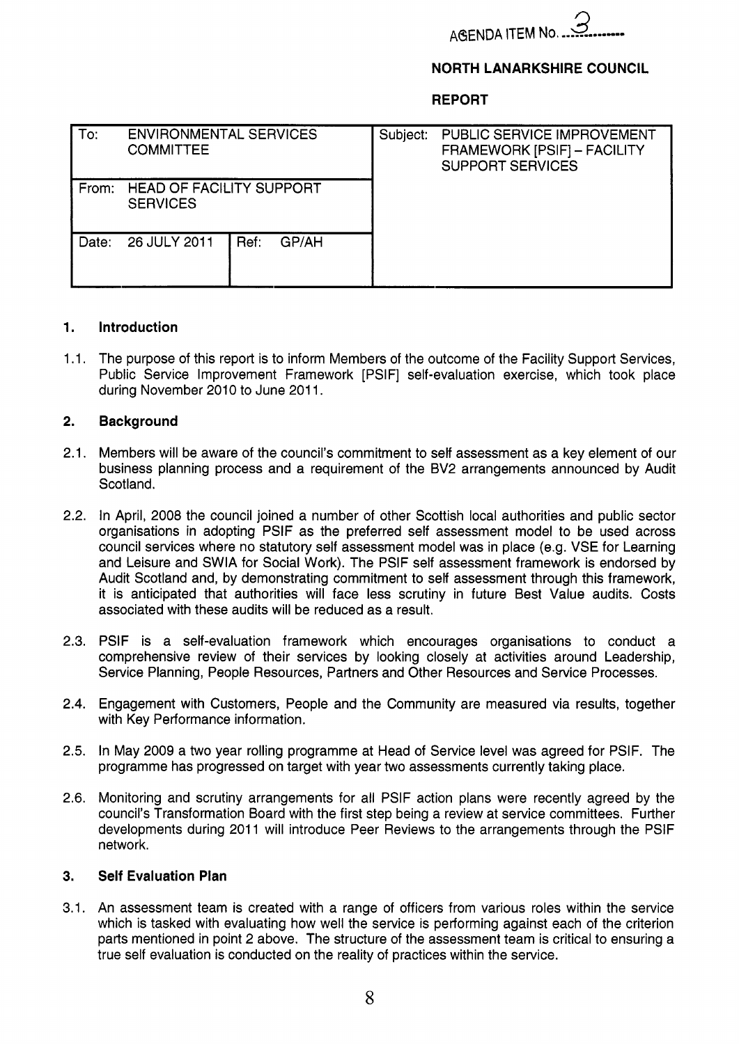AGENDA ITEM No. 3

**NORTH LANARKSHIRE COUNCIL**

**REPORT**

| To: ENVIRONMENTAL SERVICES COMMITTEE | | Subject: PUBLIC SERVICE IMPROVEMENT FRAMEWORK [PSIF] – FACILITY SUPPORT SERVICES |
|---|---|---|
| From: HEAD OF FACILITY SUPPORT SERVICES | | |
| Date: 26 JULY 2011 | Ref: GP/AH | |

## 1. Introduction

1.1. The purpose of this report is to inform Members of the outcome of the Facility Support Services, Public Service Improvement Framework [PSIF] self-evaluation exercise, which took place during November 2010 to June 2011.

## 2. Background

2.1. Members will be aware of the council's commitment to self assessment as a key element of our business planning process and a requirement of the BV2 arrangements announced by Audit Scotland.

2.2. In April, 2008 the council joined a number of other Scottish local authorities and public sector organisations in adopting PSIF as the preferred self assessment model to be used across council services where no statutory self assessment model was in place (e.g. VSE for Learning and Leisure and SWIA for Social Work). The PSIF self assessment framework is endorsed by Audit Scotland and, by demonstrating commitment to self assessment through this framework, it is anticipated that authorities will face less scrutiny in future Best Value audits. Costs associated with these audits will be reduced as a result.

2.3. PSIF is a self-evaluation framework which encourages organisations to conduct a comprehensive review of their services by looking closely at activities around Leadership, Service Planning, People Resources, Partners and Other Resources and Service Processes.

2.4. Engagement with Customers, People and the Community are measured via results, together with Key Performance information.

2.5. In May 2009 a two year rolling programme at Head of Service level was agreed for PSIF. The programme has progressed on target with year two assessments currently taking place.

2.6. Monitoring and scrutiny arrangements for all PSIF action plans were recently agreed by the council's Transformation Board with the first step being a review at service committees. Further developments during 2011 will introduce Peer Reviews to the arrangements through the PSIF network.

## 3. Self Evaluation Plan

3.1. An assessment team is created with a range of officers from various roles within the service which is tasked with evaluating how well the service is performing against each of the criterion parts mentioned in point 2 above. The structure of the assessment team is critical to ensuring a true self evaluation is conducted on the reality of practices within the service.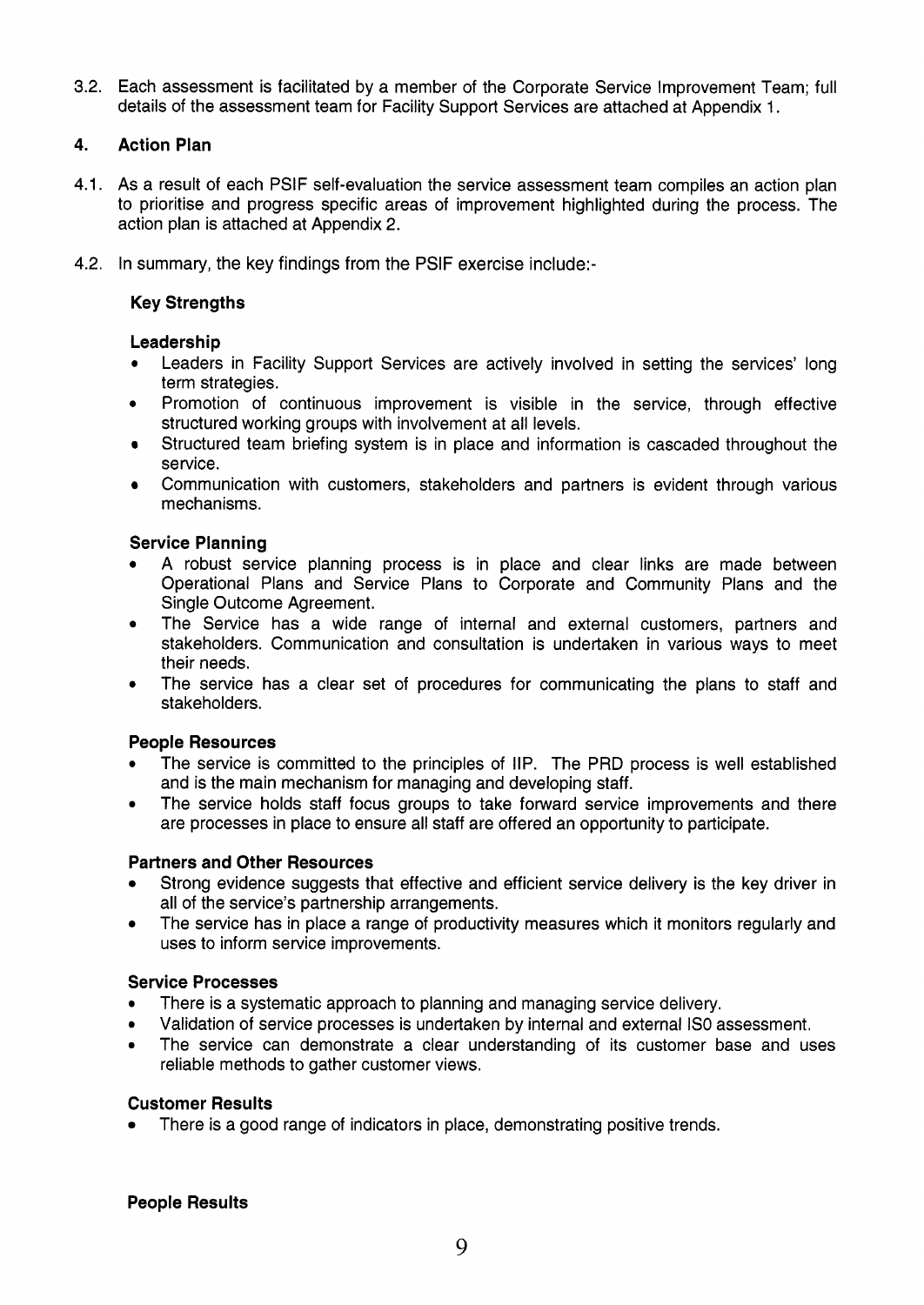3.2. Each assessment is facilitated by a member of the Corporate Service Improvement Team; full details of the assessment team for Facility Support Services are attached at Appendix 1.

## 4. Action Plan

4.1. As a result of each PSIF self-evaluation the service assessment team compiles an action plan to prioritise and progress specific areas of improvement highlighted during the process. The action plan is attached at Appendix 2.

4.2. In summary, the key findings from the PSIF exercise include:-

**Key Strengths**

**Leadership**

- Leaders in Facility Support Services are actively involved in setting the services' long term strategies.
- Promotion of continuous improvement is visible in the service, through effective structured working groups with involvement at all levels.
- Structured team briefing system is in place and information is cascaded throughout the service.
- Communication with customers, stakeholders and partners is evident through various mechanisms.

**Service Planning**

- A robust service planning process is in place and clear links are made between Operational Plans and Service Plans to Corporate and Community Plans and the Single Outcome Agreement.
- The Service has a wide range of internal and external customers, partners and stakeholders. Communication and consultation is undertaken in various ways to meet their needs.
- The service has a clear set of procedures for communicating the plans to staff and stakeholders.

**People Resources**

- The service is committed to the principles of IIP. The PRD process is well established and is the main mechanism for managing and developing staff.
- The service holds staff focus groups to take forward service improvements and there are processes in place to ensure all staff are offered an opportunity to participate.

**Partners and Other Resources**

- Strong evidence suggests that effective and efficient service delivery is the key driver in all of the service's partnership arrangements.
- The service has in place a range of productivity measures which it monitors regularly and uses to inform service improvements.

**Service Processes**

- There is a systematic approach to planning and managing service delivery.
- Validation of service processes is undertaken by internal and external IS0 assessment.
- The service can demonstrate a clear understanding of its customer base and uses reliable methods to gather customer views.

**Customer Results**

- There is a good range of indicators in place, demonstrating positive trends.

**People Results**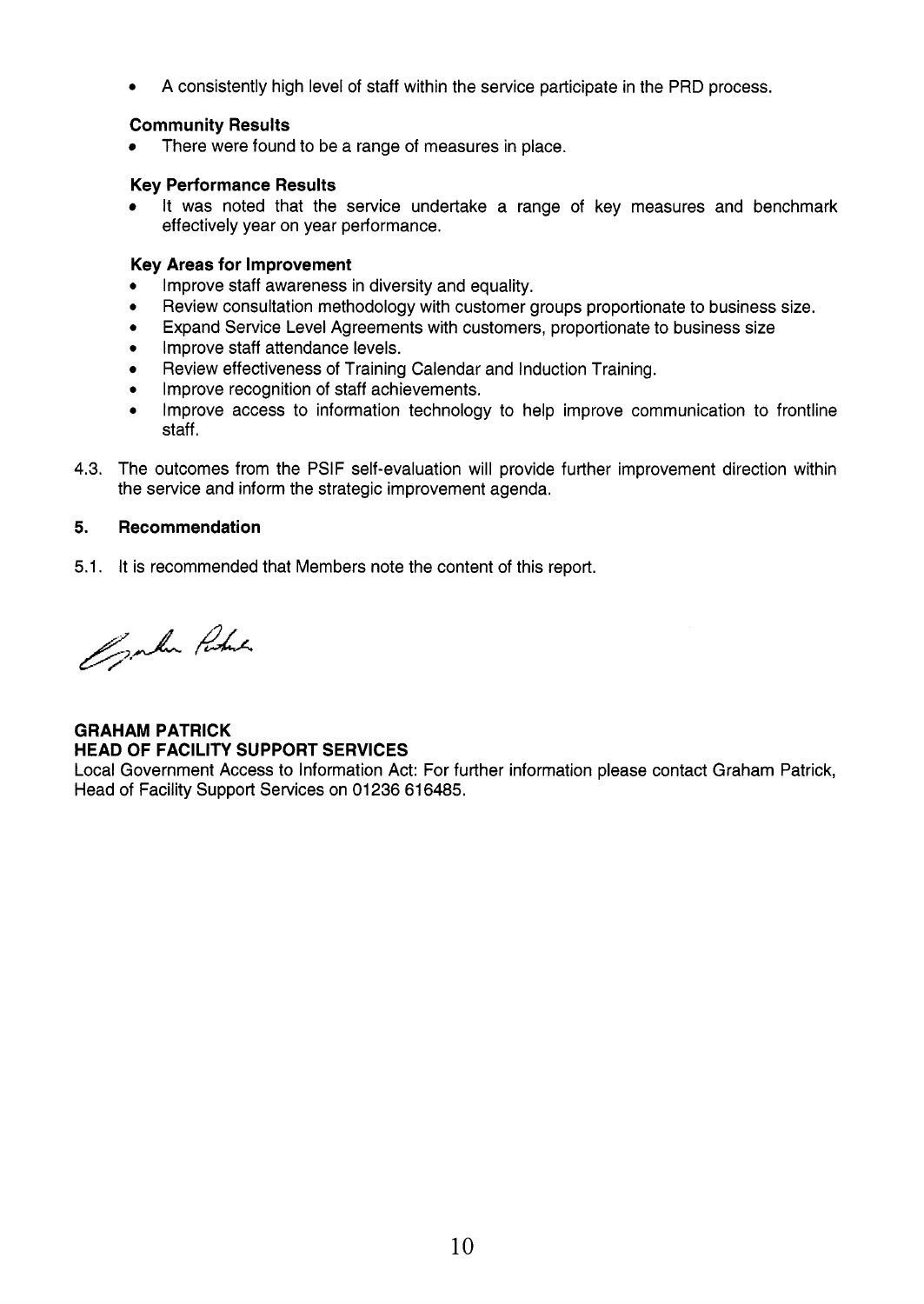- A consistently high level of staff within the service participate in the PRD process.

**Community Results**

- There were found to be a range of measures in place.

**Key Performance Results**

- It was noted that the service undertake a range of key measures and benchmark effectively year on year performance.

**Key Areas for Improvement**

- Improve staff awareness in diversity and equality.
- Review consultation methodology with customer groups proportionate to business size.
- Expand Service Level Agreements with customers, proportionate to business size
- Improve staff attendance levels.
- Review effectiveness of Training Calendar and Induction Training.
- Improve recognition of staff achievements.
- Improve access to information technology to help improve communication to frontline staff.

4.3. The outcomes from the PSIF self-evaluation will provide further improvement direction within the service and inform the strategic improvement agenda.

## 5. Recommendation

5.1. It is recommended that Members note the content of this report.

**GRAHAM PATRICK**
**HEAD OF FACILITY SUPPORT SERVICES**

Local Government Access to Information Act: For further information please contact Graham Patrick, Head of Facility Support Services on 01236 616485.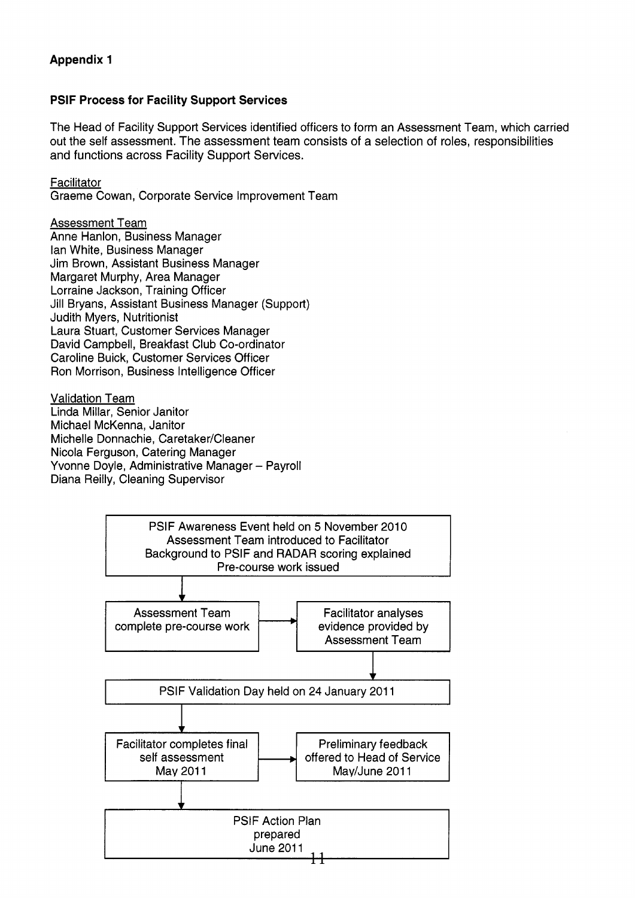**Appendix 1**

**PSIF Process for Facility Support Services**

The Head of Facility Support Services identified officers to form an Assessment Team, which carried out the self assessment. The assessment team consists of a selection of roles, responsibilities and functions across Facility Support Services.

Facilitator
Graeme Cowan, Corporate Service Improvement Team

Assessment Team
Anne Hanlon, Business Manager
Ian White, Business Manager
Jim Brown, Assistant Business Manager
Margaret Murphy, Area Manager
Lorraine Jackson, Training Officer
Jill Bryans, Assistant Business Manager (Support)
Judith Myers, Nutritionist
Laura Stuart, Customer Services Manager
David Campbell, Breakfast Club Co-ordinator
Caroline Buick, Customer Services Officer
Ron Morrison, Business Intelligence Officer

Validation Team
Linda Millar, Senior Janitor
Michael McKenna, Janitor
Michelle Donnachie, Caretaker/Cleaner
Nicola Ferguson, Catering Manager
Yvonne Doyle, Administrative Manager – Payroll
Diana Reilly, Cleaning Supervisor

PSIF Awareness Event held on 5 November 2010
Assessment Team introduced to Facilitator
Background to PSIF and RADAR scoring explained
Pre-course work issued

↓

Assessment Team complete pre-course work → Facilitator analyses evidence provided by Assessment Team

↓

PSIF Validation Day held on 24 January 2011

↓

Facilitator completes final self assessment May 2011 → Preliminary feedback offered to Head of Service May/June 2011

↓

PSIF Action Plan prepared June 2011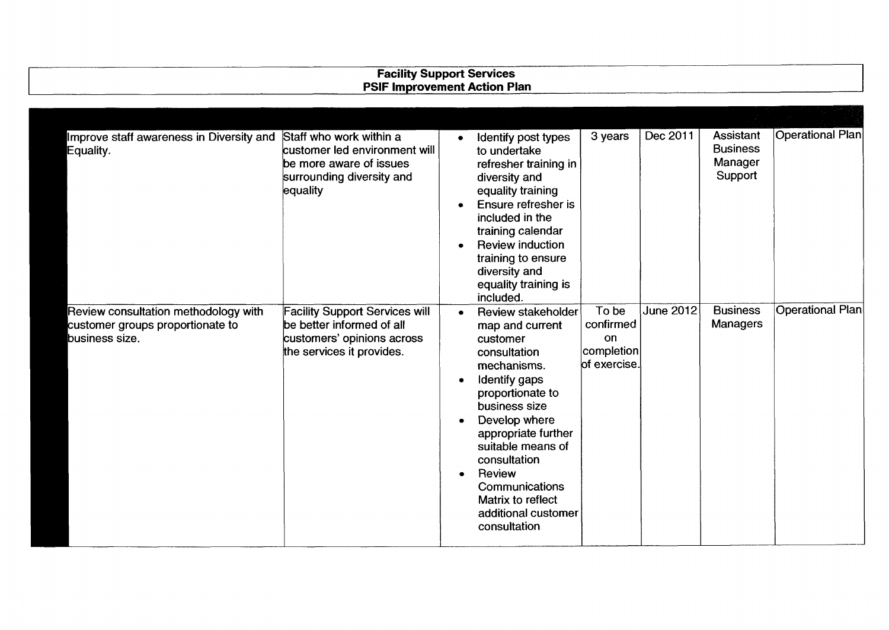# Facility Support Services
## PSIF Improvement Action Plan

| | | | | | | |
|---|---|---|---|---|---|---|
| Improve staff awareness in Diversity and Equality. | Staff who work within a customer led environment will be more aware of issues surrounding diversity and equality | • Identify post types to undertake refresher training in diversity and equality training<br>• Ensure refresher is included in the training calendar<br>• Review induction training to ensure diversity and equality training is included. | 3 years | Dec 2011 | Assistant Business Manager Support | Operational Plan |
| Review consultation methodology with customer groups proportionate to business size. | Facility Support Services will be better informed of all customers' opinions across the services it provides. | • Review stakeholder map and current customer consultation mechanisms.<br>• Identify gaps proportionate to business size<br>• Develop where appropriate further suitable means of consultation<br>• Review Communications Matrix to reflect additional customer consultation | To be confirmed on completion of exercise. | June 2012 | Business Managers | Operational Plan |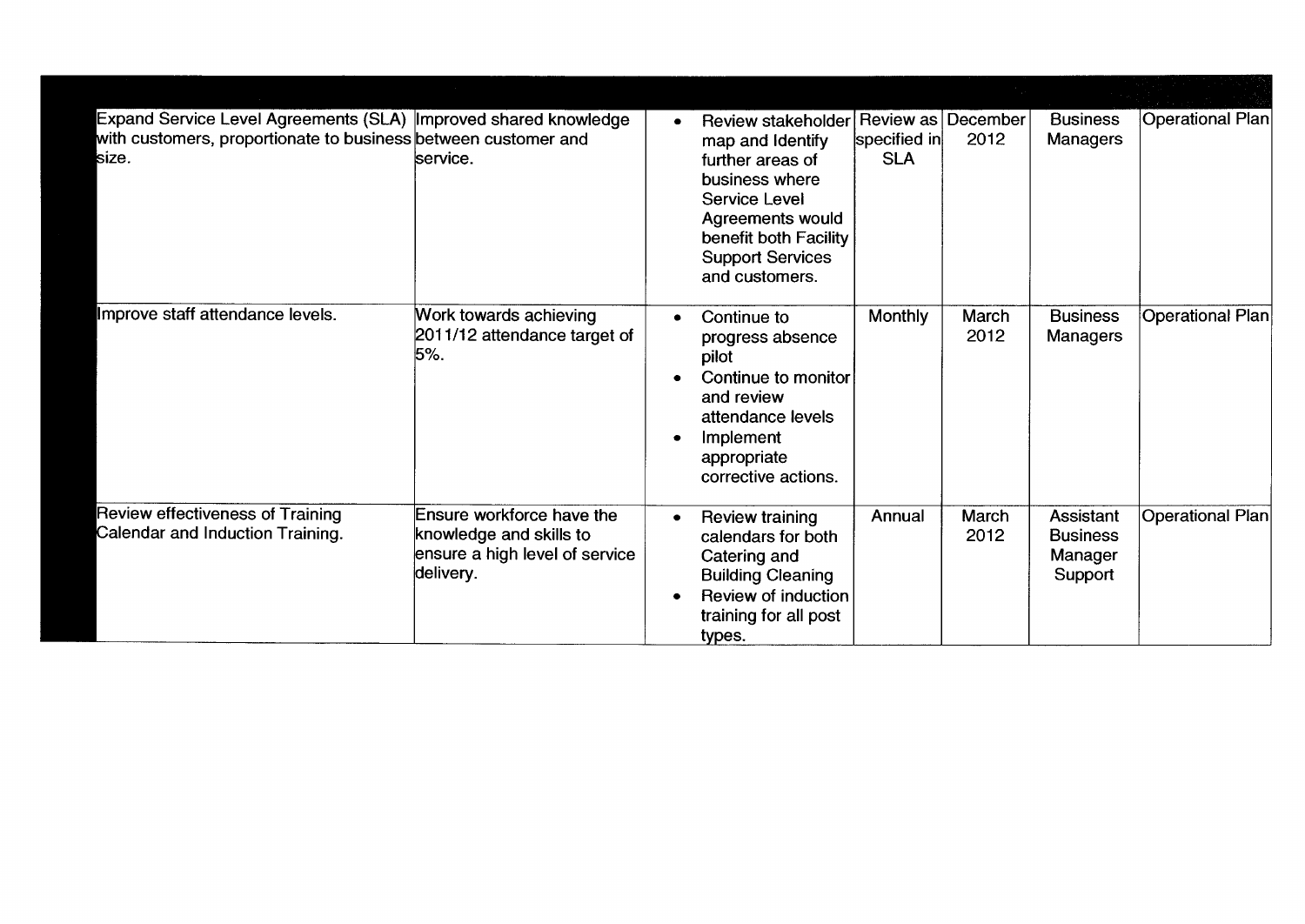| | | | | | | |
|---|---|---|---|---|---|---|
| Expand Service Level Agreements (SLA) with customers, proportionate to business size. | Improved shared knowledge between customer and service. | • Review stakeholder map and Identify further areas of business where Service Level Agreements would benefit both Facility Support Services and customers. | Review as specified in SLA | December 2012 | Business Managers | Operational Plan |
| Improve staff attendance levels. | Work towards achieving 2011/12 attendance target of 5%. | • Continue to progress absence pilot<br>• Continue to monitor and review attendance levels<br>• Implement appropriate corrective actions. | Monthly | March 2012 | Business Managers | Operational Plan |
| Review effectiveness of Training Calendar and Induction Training. | Ensure workforce have the knowledge and skills to ensure a high level of service delivery. | • Review training calendars for both Catering and Building Cleaning<br>• Review of induction training for all post types. | Annual | March 2012 | Assistant Business Manager Support | Operational Plan |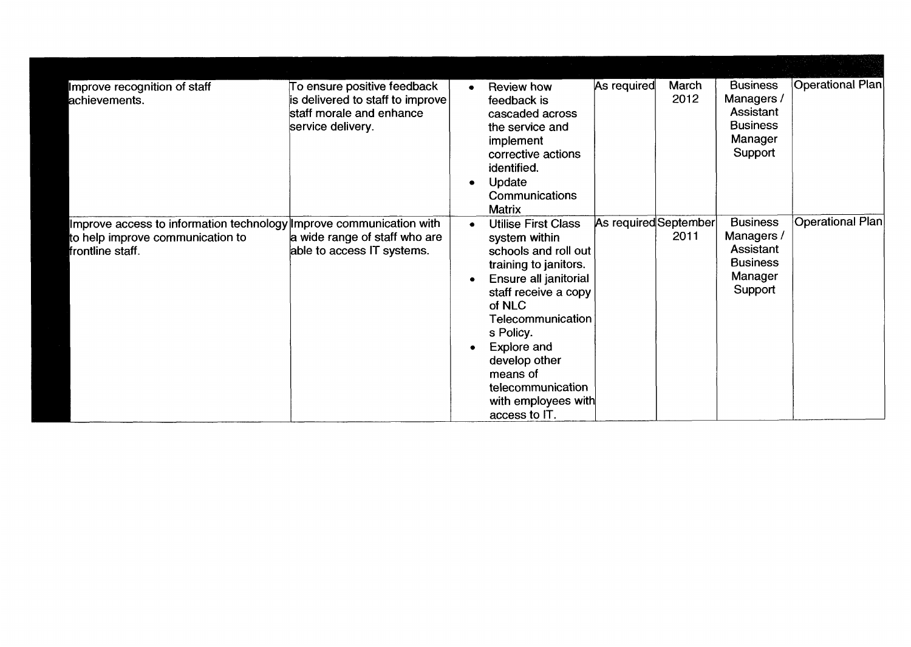| | | | | | | |
|---|---|---|---|---|---|---|
| Improve recognition of staff achievements. | To ensure positive feedback is delivered to staff to improve staff morale and enhance service delivery. | • Review how feedback is cascaded across the service and implement corrective actions identified.<br>• Update Communications Matrix | As required | March 2012 | Business Managers / Assistant Business Manager Support | Operational Plan |
| Improve access to information technology to help improve communication to frontline staff. | Improve communication with a wide range of staff who are able to access IT systems. | • Utilise First Class system within schools and roll out training to janitors.<br>• Ensure all janitorial staff receive a copy of NLC Telecommunications Policy.<br>• Explore and develop other means of telecommunication with employees with access to IT. | As required | September 2011 | Business Managers / Assistant Business Manager Support | Operational Plan |